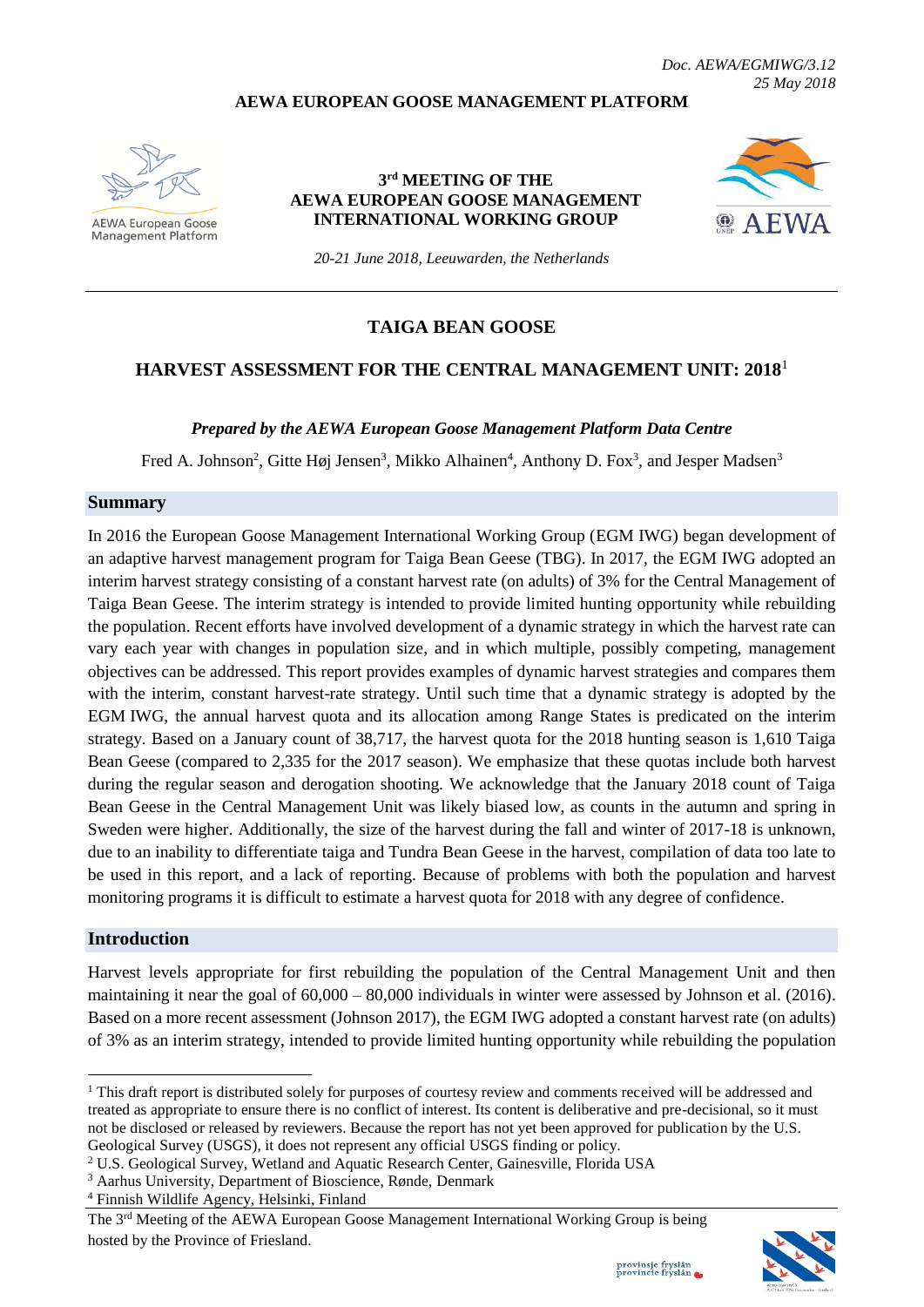*Doc. AEWA/EGMIWG/3.12*
*25 May 2018*

**AEWA EUROPEAN GOOSE MANAGEMENT PLATFORM**

AEWA European Goose Management Platform

**3rd MEETING OF THE AEWA EUROPEAN GOOSE MANAGEMENT INTERNATIONAL WORKING GROUP**

*20-21 June 2018, Leeuwarden, the Netherlands*

# TAIGA BEAN GOOSE

## HARVEST ASSESSMENT FOR THE CENTRAL MANAGEMENT UNIT: 2018[1]

***Prepared by the AEWA European Goose Management Platform Data Centre***

Fred A. Johnson[2], Gitte Høj Jensen[3], Mikko Alhainen[4], Anthony D. Fox[3], and Jesper Madsen[3]

## Summary

In 2016 the European Goose Management International Working Group (EGM IWG) began development of an adaptive harvest management program for Taiga Bean Geese (TBG). In 2017, the EGM IWG adopted an interim harvest strategy consisting of a constant harvest rate (on adults) of 3% for the Central Management of Taiga Bean Geese. The interim strategy is intended to provide limited hunting opportunity while rebuilding the population. Recent efforts have involved development of a dynamic strategy in which the harvest rate can vary each year with changes in population size, and in which multiple, possibly competing, management objectives can be addressed. This report provides examples of dynamic harvest strategies and compares them with the interim, constant harvest-rate strategy. Until such time that a dynamic strategy is adopted by the EGM IWG, the annual harvest quota and its allocation among Range States is predicated on the interim strategy. Based on a January count of 38,717, the harvest quota for the 2018 hunting season is 1,610 Taiga Bean Geese (compared to 2,335 for the 2017 season). We emphasize that these quotas include both harvest during the regular season and derogation shooting. We acknowledge that the January 2018 count of Taiga Bean Geese in the Central Management Unit was likely biased low, as counts in the autumn and spring in Sweden were higher. Additionally, the size of the harvest during the fall and winter of 2017-18 is unknown, due to an inability to differentiate taiga and Tundra Bean Geese in the harvest, compilation of data too late to be used in this report, and a lack of reporting. Because of problems with both the population and harvest monitoring programs it is difficult to estimate a harvest quota for 2018 with any degree of confidence.

## Introduction

Harvest levels appropriate for first rebuilding the population of the Central Management Unit and then maintaining it near the goal of 60,000 – 80,000 individuals in winter were assessed by Johnson et al. (2016). Based on a more recent assessment (Johnson 2017), the EGM IWG adopted a constant harvest rate (on adults) of 3% as an interim strategy, intended to provide limited hunting opportunity while rebuilding the population

---

[1] This draft report is distributed solely for purposes of courtesy review and comments received will be addressed and treated as appropriate to ensure there is no conflict of interest. Its content is deliberative and pre-decisional, so it must not be disclosed or released by reviewers. Because the report has not yet been approved for publication by the U.S. Geological Survey (USGS), it does not represent any official USGS finding or policy.

[2] U.S. Geological Survey, Wetland and Aquatic Research Center, Gainesville, Florida USA

[3] Aarhus University, Department of Bioscience, Rønde, Denmark

[4] Finnish Wildlife Agency, Helsinki, Finland

The 3rd Meeting of the AEWA European Goose Management International Working Group is being hosted by the Province of Friesland.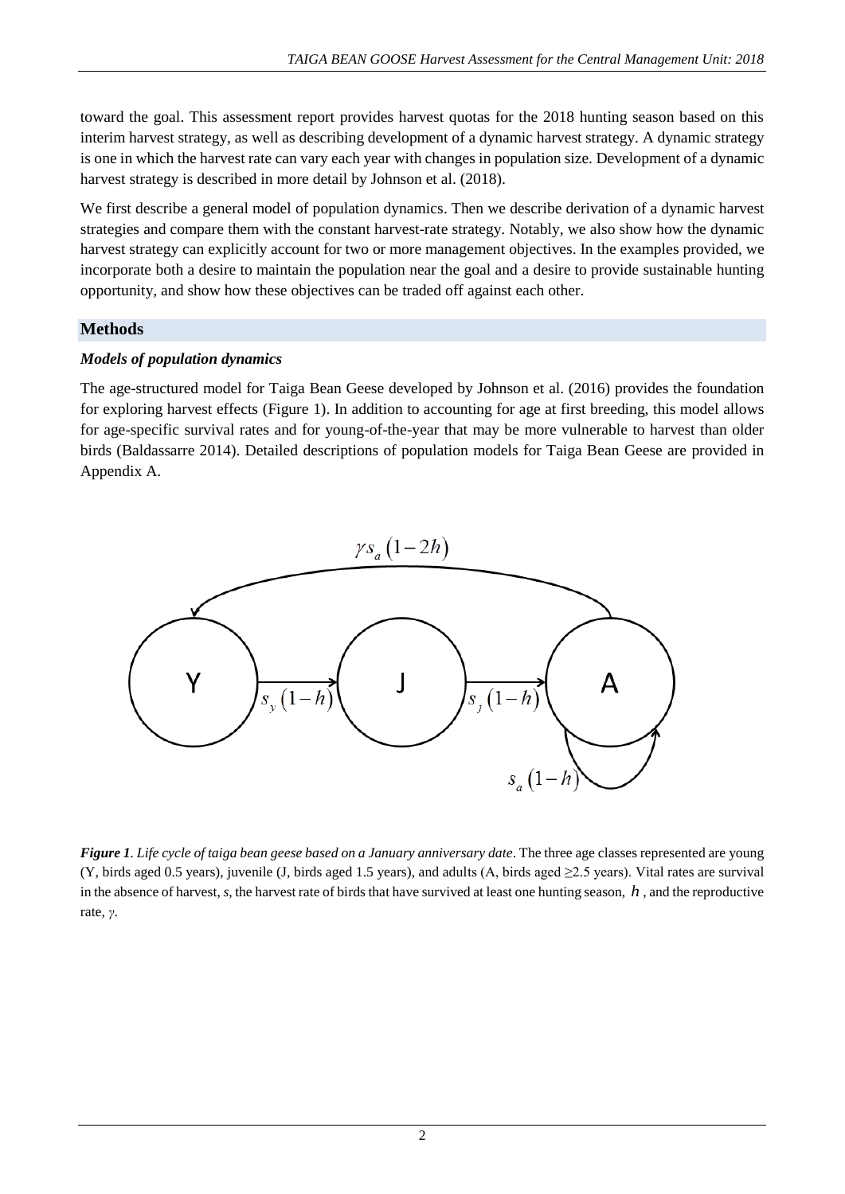toward the goal. This assessment report provides harvest quotas for the 2018 hunting season based on this interim harvest strategy, as well as describing development of a dynamic harvest strategy. A dynamic strategy is one in which the harvest rate can vary each year with changes in population size. Development of a dynamic harvest strategy is described in more detail by Johnson et al. (2018).

We first describe a general model of population dynamics. Then we describe derivation of a dynamic harvest strategies and compare them with the constant harvest-rate strategy. Notably, we also show how the dynamic harvest strategy can explicitly account for two or more management objectives. In the examples provided, we incorporate both a desire to maintain the population near the goal and a desire to provide sustainable hunting opportunity, and show how these objectives can be traded off against each other.

## Methods

### *Models of population dynamics*

The age-structured model for Taiga Bean Geese developed by Johnson et al. (2016) provides the foundation for exploring harvest effects (Figure 1). In addition to accounting for age at first breeding, this model allows for age-specific survival rates and for young-of-the-year that may be more vulnerable to harvest than older birds (Baldassarre 2014). Detailed descriptions of population models for Taiga Bean Geese are provided in Appendix A.

$\gamma s_a (1-2h)$

Y — $s_y(1-h)$ → J — $s_j(1-h)$ → A ; A → A: $s_a(1-h)$

***Figure 1**. Life cycle of taiga bean geese based on a January anniversary date*. The three age classes represented are young (Y, birds aged 0.5 years), juvenile (J, birds aged 1.5 years), and adults (A, birds aged ≥2.5 years). Vital rates are survival in the absence of harvest, $s$, the harvest rate of birds that have survived at least one hunting season, $h$, and the reproductive rate, $\gamma$.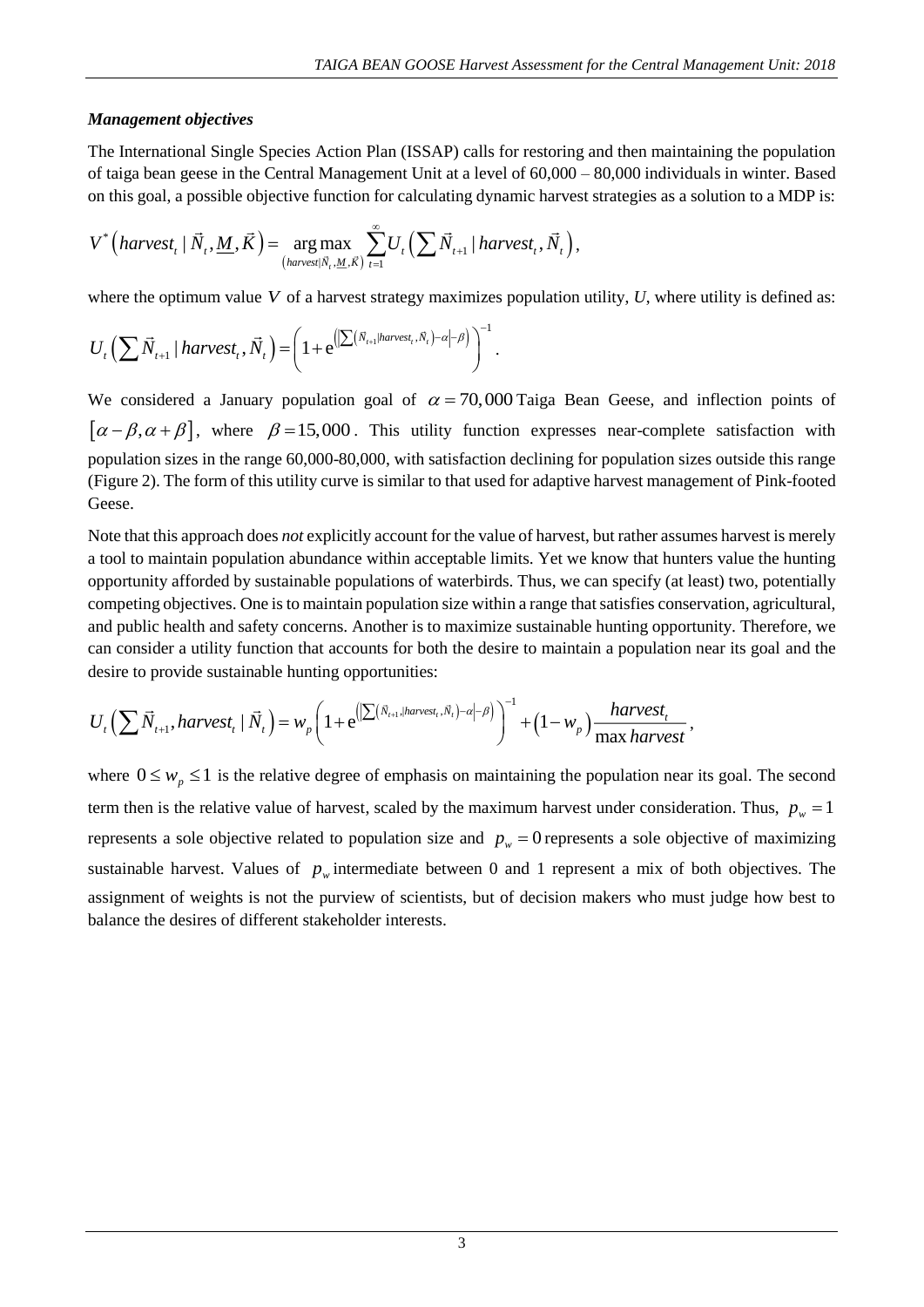### *Management objectives*

The International Single Species Action Plan (ISSAP) calls for restoring and then maintaining the population of taiga bean geese in the Central Management Unit at a level of 60,000 – 80,000 individuals in winter. Based on this goal, a possible objective function for calculating dynamic harvest strategies as a solution to a MDP is:

$$V^*\left(harvest_t \mid \vec{N}_t, \underline{M}, \vec{K}\right) = \underset{\left(harvest \mid \vec{N}_t, \underline{M}, \vec{K}\right)}{\arg\max} \sum_{t=1}^{\infty} U_t\left(\sum \vec{N}_{t+1} \mid harvest_t, \vec{N}_t\right),$$

where the optimum value $V$ of a harvest strategy maximizes population utility, $U$, where utility is defined as:

$$U_t\left(\sum \vec{N}_{t+1} \mid harvest_t, \vec{N}_t\right) = \left(1 + \mathrm{e}^{\left(\left|\sum\left(\vec{N}_{t+1} \mid harvest_t, \vec{N}_t\right) - \alpha\right| - \beta\right)}\right)^{-1}.$$

We considered a January population goal of $\alpha = 70,000$ Taiga Bean Geese, and inflection points of $[\alpha - \beta, \alpha + \beta]$, where $\beta = 15,000$. This utility function expresses near-complete satisfaction with population sizes in the range 60,000-80,000, with satisfaction declining for population sizes outside this range (Figure 2). The form of this utility curve is similar to that used for adaptive harvest management of Pink-footed Geese.

Note that this approach does *not* explicitly account for the value of harvest, but rather assumes harvest is merely a tool to maintain population abundance within acceptable limits. Yet we know that hunters value the hunting opportunity afforded by sustainable populations of waterbirds. Thus, we can specify (at least) two, potentially competing objectives. One is to maintain population size within a range that satisfies conservation, agricultural, and public health and safety concerns. Another is to maximize sustainable hunting opportunity. Therefore, we can consider a utility function that accounts for both the desire to maintain a population near its goal and the desire to provide sustainable hunting opportunities:

$$U_t\left(\sum \vec{N}_{t+1}, harvest_t \mid \vec{N}_t\right) = w_p\left(1 + \mathrm{e}^{\left(\left|\sum\left(\vec{N}_{t+1}, \mid harvest_t, \vec{N}_t\right) - \alpha\right| - \beta\right)}\right)^{-1} + \left(1 - w_p\right)\frac{harvest_t}{\max harvest},$$

where $0 \le w_p \le 1$ is the relative degree of emphasis on maintaining the population near its goal. The second term then is the relative value of harvest, scaled by the maximum harvest under consideration. Thus, $p_w = 1$ represents a sole objective related to population size and $p_w = 0$ represents a sole objective of maximizing sustainable harvest. Values of $p_w$ intermediate between 0 and 1 represent a mix of both objectives. The assignment of weights is not the purview of scientists, but of decision makers who must judge how best to balance the desires of different stakeholder interests.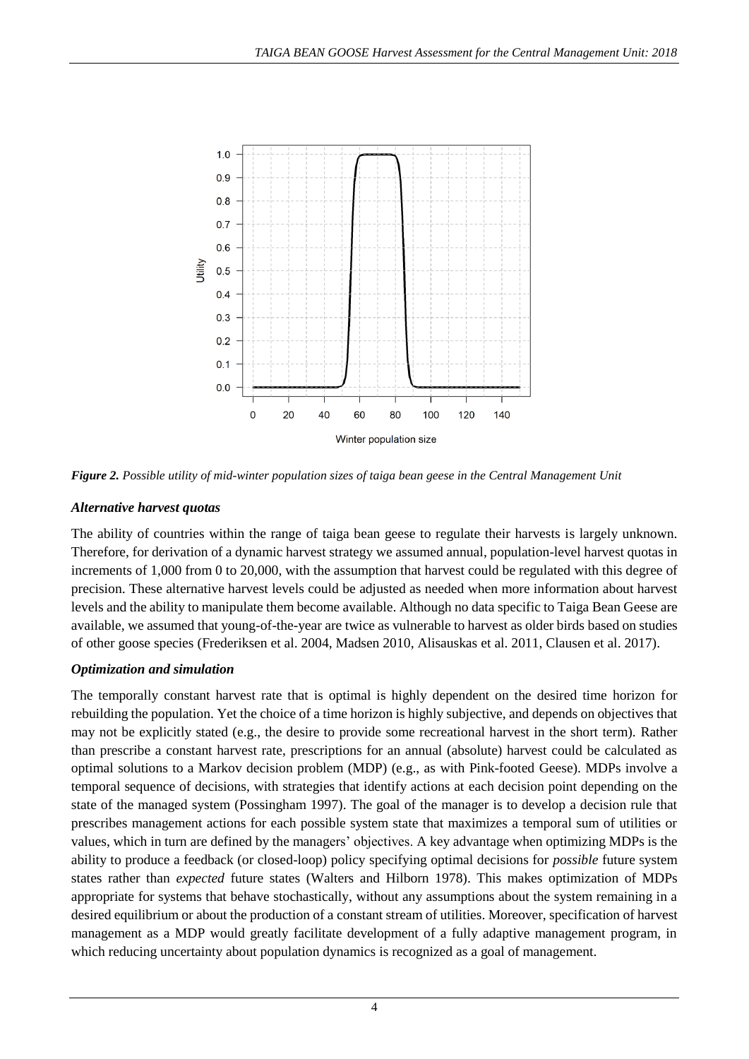*Figure 2. Possible utility of mid-winter population sizes of taiga bean geese in the Central Management Unit*

### *Alternative harvest quotas*

The ability of countries within the range of taiga bean geese to regulate their harvests is largely unknown. Therefore, for derivation of a dynamic harvest strategy we assumed annual, population-level harvest quotas in increments of 1,000 from 0 to 20,000, with the assumption that harvest could be regulated with this degree of precision. These alternative harvest levels could be adjusted as needed when more information about harvest levels and the ability to manipulate them become available. Although no data specific to Taiga Bean Geese are available, we assumed that young-of-the-year are twice as vulnerable to harvest as older birds based on studies of other goose species (Frederiksen et al. 2004, Madsen 2010, Alisauskas et al. 2011, Clausen et al. 2017).

### *Optimization and simulation*

The temporally constant harvest rate that is optimal is highly dependent on the desired time horizon for rebuilding the population. Yet the choice of a time horizon is highly subjective, and depends on objectives that may not be explicitly stated (e.g., the desire to provide some recreational harvest in the short term). Rather than prescribe a constant harvest rate, prescriptions for an annual (absolute) harvest could be calculated as optimal solutions to a Markov decision problem (MDP) (e.g., as with Pink-footed Geese). MDPs involve a temporal sequence of decisions, with strategies that identify actions at each decision point depending on the state of the managed system (Possingham 1997). The goal of the manager is to develop a decision rule that prescribes management actions for each possible system state that maximizes a temporal sum of utilities or values, which in turn are defined by the managers' objectives. A key advantage when optimizing MDPs is the ability to produce a feedback (or closed-loop) policy specifying optimal decisions for *possible* future system states rather than *expected* future states (Walters and Hilborn 1978). This makes optimization of MDPs appropriate for systems that behave stochastically, without any assumptions about the system remaining in a desired equilibrium or about the production of a constant stream of utilities. Moreover, specification of harvest management as a MDP would greatly facilitate development of a fully adaptive management program, in which reducing uncertainty about population dynamics is recognized as a goal of management.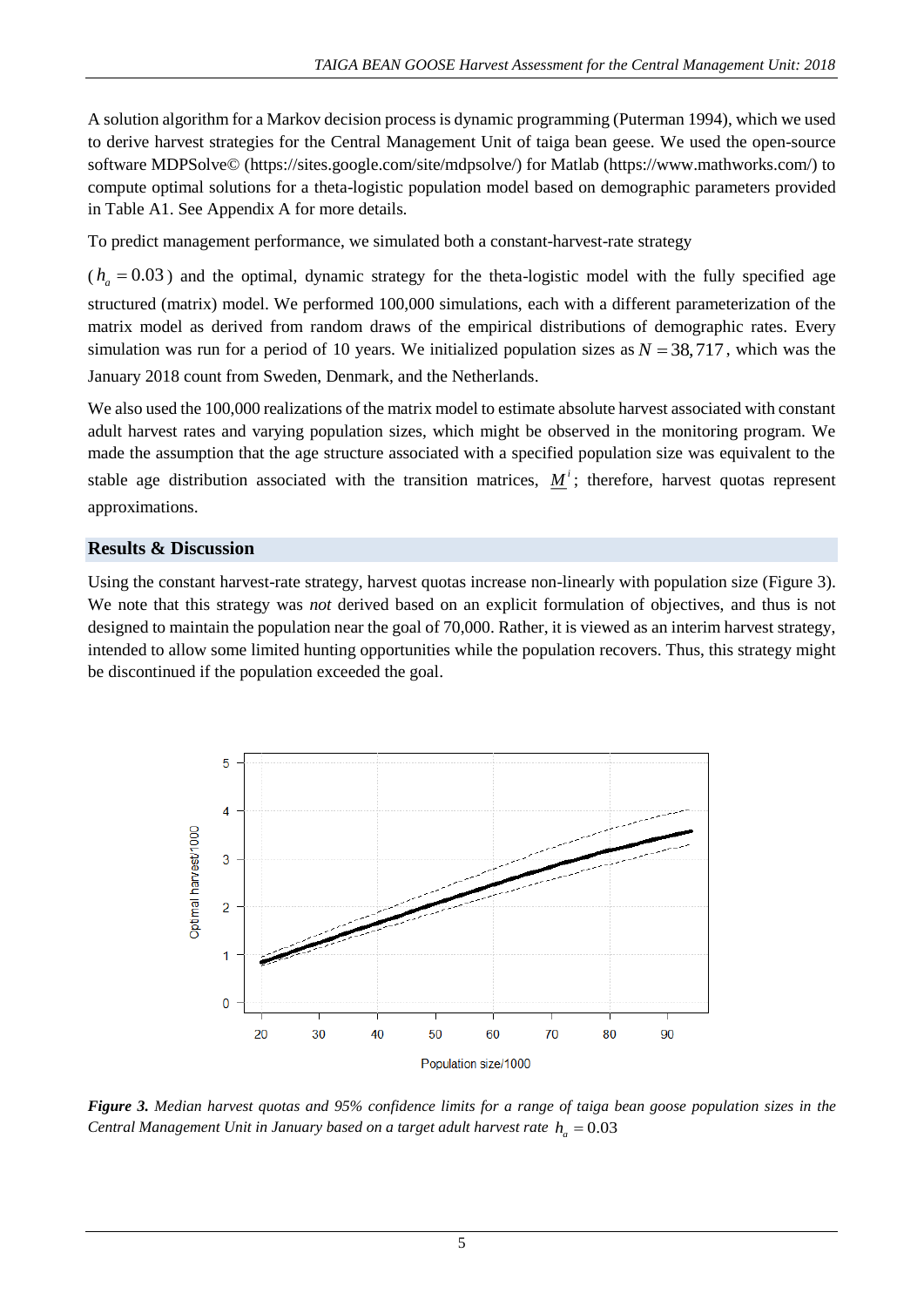A solution algorithm for a Markov decision process is dynamic programming (Puterman 1994), which we used to derive harvest strategies for the Central Management Unit of taiga bean geese. We used the open-source software MDPSolve© (https://sites.google.com/site/mdpsolve/) for Matlab (https://www.mathworks.com/) to compute optimal solutions for a theta-logistic population model based on demographic parameters provided in Table A1. See Appendix A for more details.

To predict management performance, we simulated both a constant-harvest-rate strategy

($h_a = 0.03$) and the optimal, dynamic strategy for the theta-logistic model with the fully specified age structured (matrix) model. We performed 100,000 simulations, each with a different parameterization of the matrix model as derived from random draws of the empirical distributions of demographic rates. Every simulation was run for a period of 10 years. We initialized population sizes as $N = 38,717$, which was the January 2018 count from Sweden, Denmark, and the Netherlands.

We also used the 100,000 realizations of the matrix model to estimate absolute harvest associated with constant adult harvest rates and varying population sizes, which might be observed in the monitoring program. We made the assumption that the age structure associated with a specified population size was equivalent to the stable age distribution associated with the transition matrices, $\underline{M}^i$; therefore, harvest quotas represent approximations.

## Results & Discussion

Using the constant harvest-rate strategy, harvest quotas increase non-linearly with population size (Figure 3). We note that this strategy was *not* derived based on an explicit formulation of objectives, and thus is not designed to maintain the population near the goal of 70,000. Rather, it is viewed as an interim harvest strategy, intended to allow some limited hunting opportunities while the population recovers. Thus, this strategy might be discontinued if the population exceeded the goal.

***Figure 3.*** *Median harvest quotas and 95% confidence limits for a range of taiga bean goose population sizes in the Central Management Unit in January based on a target adult harvest rate* $h_a = 0.03$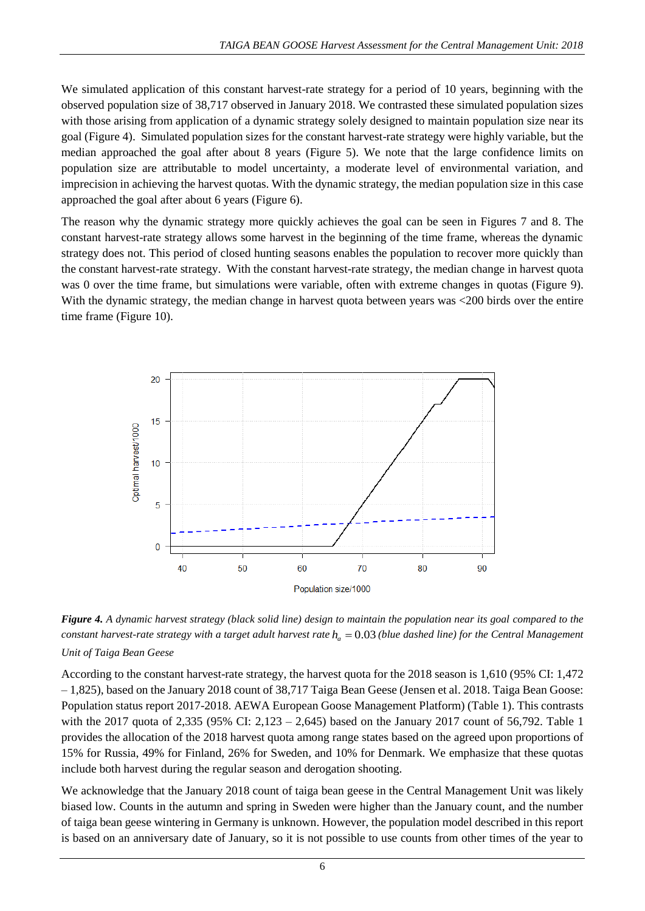We simulated application of this constant harvest-rate strategy for a period of 10 years, beginning with the observed population size of 38,717 observed in January 2018. We contrasted these simulated population sizes with those arising from application of a dynamic strategy solely designed to maintain population size near its goal (Figure 4). Simulated population sizes for the constant harvest-rate strategy were highly variable, but the median approached the goal after about 8 years (Figure 5). We note that the large confidence limits on population size are attributable to model uncertainty, a moderate level of environmental variation, and imprecision in achieving the harvest quotas. With the dynamic strategy, the median population size in this case approached the goal after about 6 years (Figure 6).

The reason why the dynamic strategy more quickly achieves the goal can be seen in Figures 7 and 8. The constant harvest-rate strategy allows some harvest in the beginning of the time frame, whereas the dynamic strategy does not. This period of closed hunting seasons enables the population to recover more quickly than the constant harvest-rate strategy. With the constant harvest-rate strategy, the median change in harvest quota was 0 over the time frame, but simulations were variable, often with extreme changes in quotas (Figure 9). With the dynamic strategy, the median change in harvest quota between years was <200 birds over the entire time frame (Figure 10).

***Figure 4.*** *A dynamic harvest strategy (black solid line) design to maintain the population near its goal compared to the constant harvest-rate strategy with a target adult harvest rate $h_a = 0.03$ (blue dashed line) for the Central Management Unit of Taiga Bean Geese*

According to the constant harvest-rate strategy, the harvest quota for the 2018 season is 1,610 (95% CI: 1,472 – 1,825), based on the January 2018 count of 38,717 Taiga Bean Geese (Jensen et al. 2018. Taiga Bean Goose: Population status report 2017-2018. AEWA European Goose Management Platform) (Table 1). This contrasts with the 2017 quota of 2,335 (95% CI: 2,123 – 2,645) based on the January 2017 count of 56,792. Table 1 provides the allocation of the 2018 harvest quota among range states based on the agreed upon proportions of 15% for Russia, 49% for Finland, 26% for Sweden, and 10% for Denmark. We emphasize that these quotas include both harvest during the regular season and derogation shooting.

We acknowledge that the January 2018 count of taiga bean geese in the Central Management Unit was likely biased low. Counts in the autumn and spring in Sweden were higher than the January count, and the number of taiga bean geese wintering in Germany is unknown. However, the population model described in this report is based on an anniversary date of January, so it is not possible to use counts from other times of the year to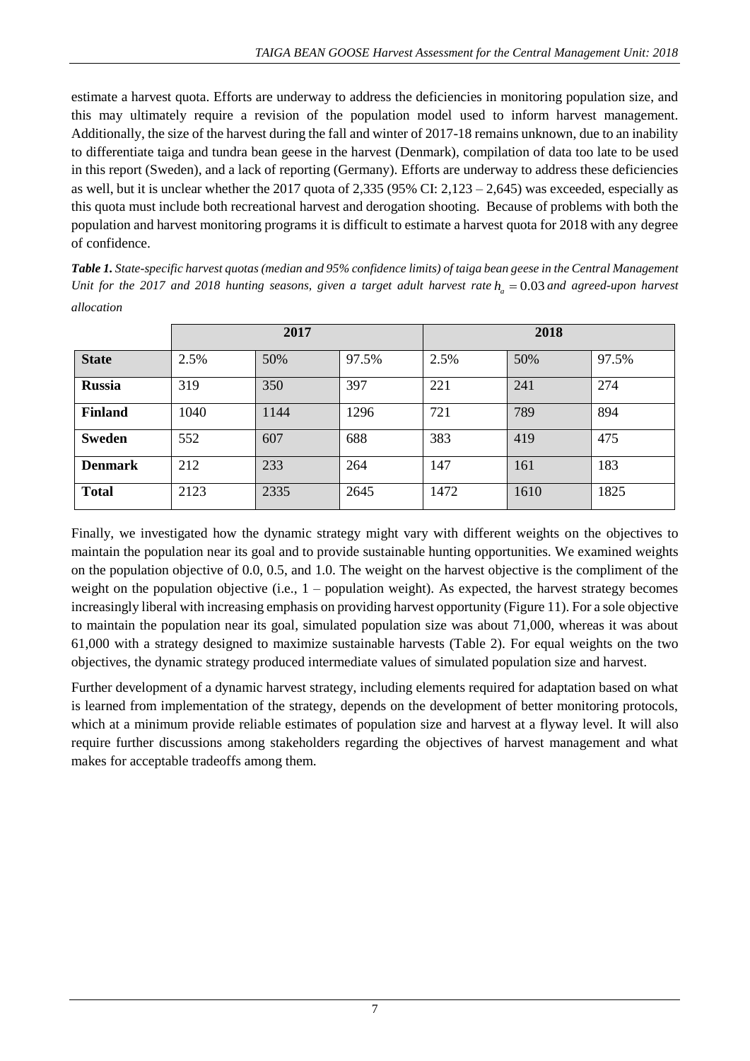estimate a harvest quota. Efforts are underway to address the deficiencies in monitoring population size, and this may ultimately require a revision of the population model used to inform harvest management. Additionally, the size of the harvest during the fall and winter of 2017-18 remains unknown, due to an inability to differentiate taiga and tundra bean geese in the harvest (Denmark), compilation of data too late to be used in this report (Sweden), and a lack of reporting (Germany). Efforts are underway to address these deficiencies as well, but it is unclear whether the 2017 quota of 2,335 (95% CI: 2,123 – 2,645) was exceeded, especially as this quota must include both recreational harvest and derogation shooting. Because of problems with both the population and harvest monitoring programs it is difficult to estimate a harvest quota for 2018 with any degree of confidence.

***Table 1.*** *State-specific harvest quotas (median and 95% confidence limits) of taiga bean geese in the Central Management Unit for the 2017 and 2018 hunting seasons, given a target adult harvest rate $h_a = 0.03$ and agreed-upon harvest allocation*

| | 2017 | | | 2018 | | |
|---|---|---|---|---|---|---|
| **State** | 2.5% | 50% | 97.5% | 2.5% | 50% | 97.5% |
| **Russia** | 319 | 350 | 397 | 221 | 241 | 274 |
| **Finland** | 1040 | 1144 | 1296 | 721 | 789 | 894 |
| **Sweden** | 552 | 607 | 688 | 383 | 419 | 475 |
| **Denmark** | 212 | 233 | 264 | 147 | 161 | 183 |
| **Total** | 2123 | 2335 | 2645 | 1472 | 1610 | 1825 |

Finally, we investigated how the dynamic strategy might vary with different weights on the objectives to maintain the population near its goal and to provide sustainable hunting opportunities. We examined weights on the population objective of 0.0, 0.5, and 1.0. The weight on the harvest objective is the compliment of the weight on the population objective (i.e., 1 – population weight). As expected, the harvest strategy becomes increasingly liberal with increasing emphasis on providing harvest opportunity (Figure 11). For a sole objective to maintain the population near its goal, simulated population size was about 71,000, whereas it was about 61,000 with a strategy designed to maximize sustainable harvests (Table 2). For equal weights on the two objectives, the dynamic strategy produced intermediate values of simulated population size and harvest.

Further development of a dynamic harvest strategy, including elements required for adaptation based on what is learned from implementation of the strategy, depends on the development of better monitoring protocols, which at a minimum provide reliable estimates of population size and harvest at a flyway level. It will also require further discussions among stakeholders regarding the objectives of harvest management and what makes for acceptable tradeoffs among them.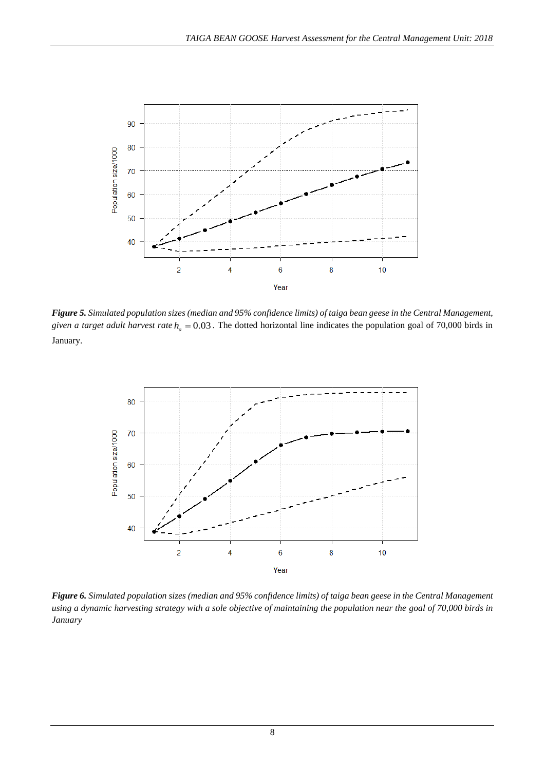***Figure 5.*** *Simulated population sizes (median and 95% confidence limits) of taiga bean geese in the Central Management, given a target adult harvest rate* $h_a = 0.03$. The dotted horizontal line indicates the population goal of 70,000 birds in January.

***Figure 6.*** *Simulated population sizes (median and 95% confidence limits) of taiga bean geese in the Central Management using a dynamic harvesting strategy with a sole objective of maintaining the population near the goal of 70,000 birds in January*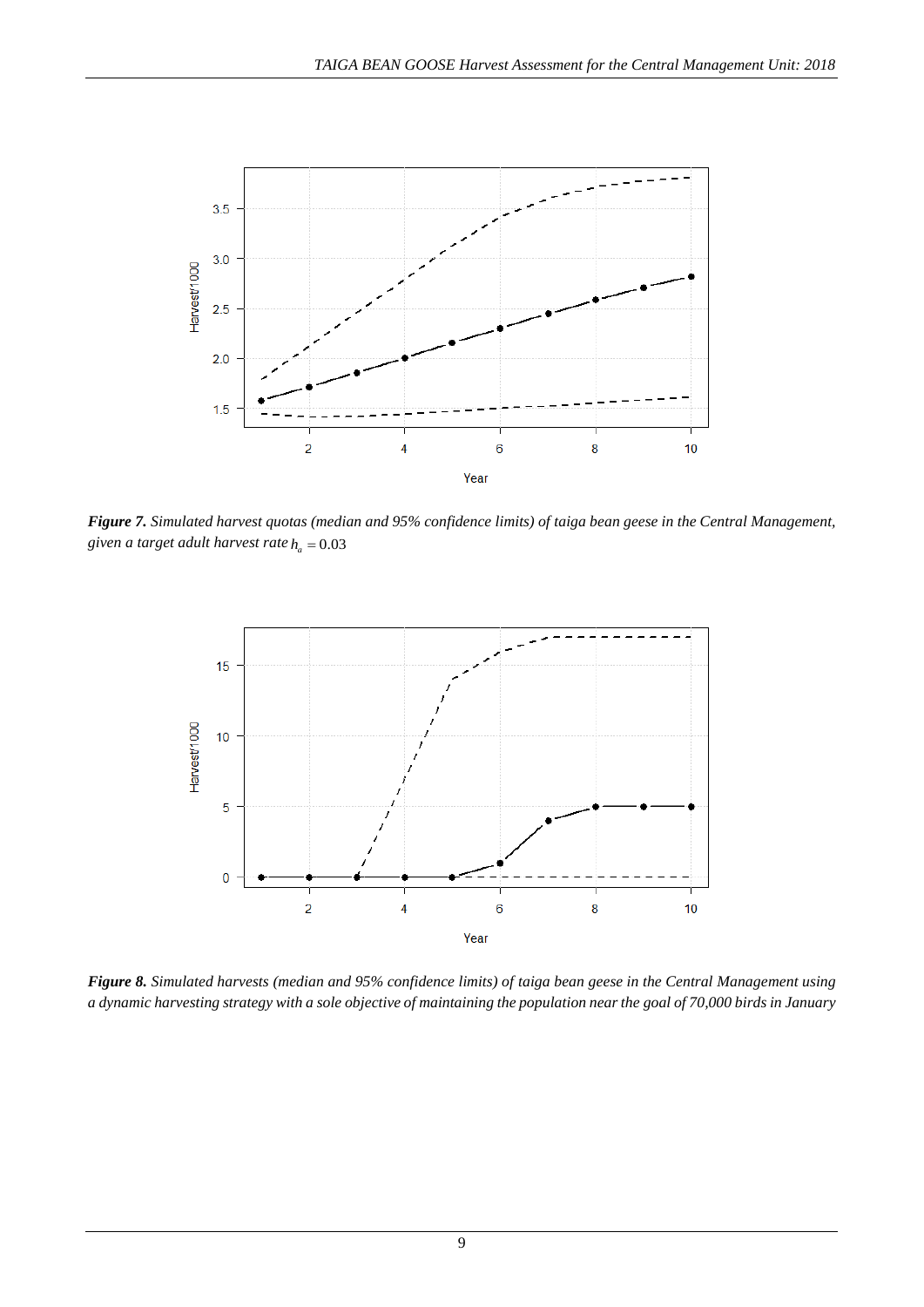***Figure 7.*** *Simulated harvest quotas (median and 95% confidence limits) of taiga bean geese in the Central Management, given a target adult harvest rate* $h_a = 0.03$

***Figure 8.*** *Simulated harvests (median and 95% confidence limits) of taiga bean geese in the Central Management using a dynamic harvesting strategy with a sole objective of maintaining the population near the goal of 70,000 birds in January*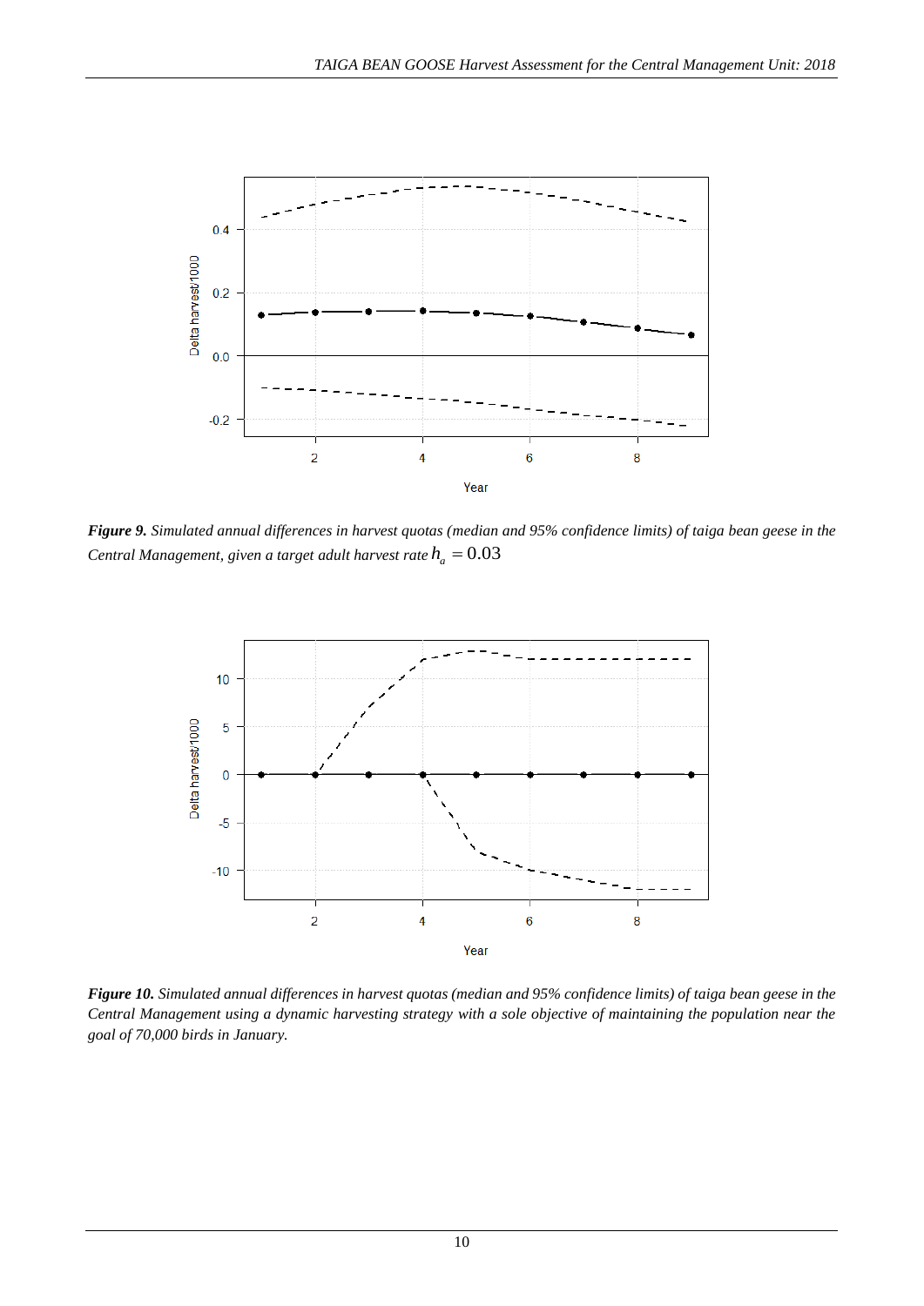***Figure 9.*** *Simulated annual differences in harvest quotas (median and 95% confidence limits) of taiga bean geese in the Central Management, given a target adult harvest rate* $h_a = 0.03$

***Figure 10.*** *Simulated annual differences in harvest quotas (median and 95% confidence limits) of taiga bean geese in the Central Management using a dynamic harvesting strategy with a sole objective of maintaining the population near the goal of 70,000 birds in January.*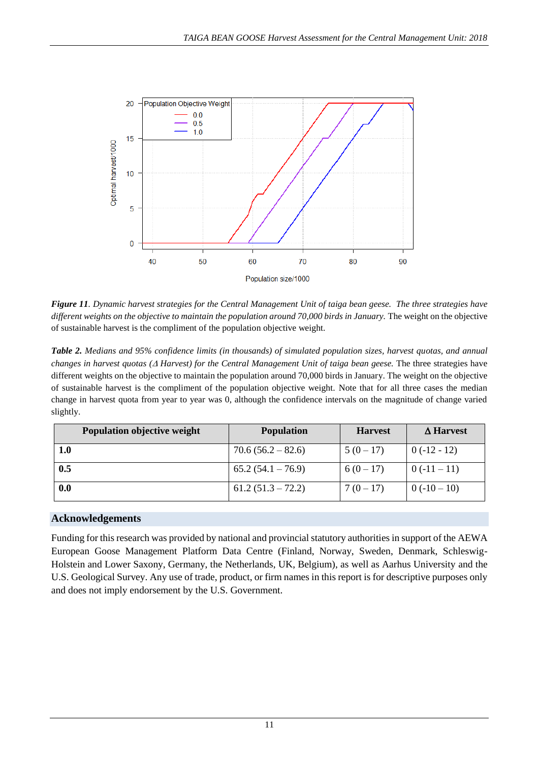***Figure 11***. *Dynamic harvest strategies for the Central Management Unit of taiga bean geese. The three strategies have different weights on the objective to maintain the population around 70,000 birds in January.* The weight on the objective of sustainable harvest is the compliment of the population objective weight.

***Table 2.*** *Medians and 95% confidence limits (in thousands) of simulated population sizes, harvest quotas, and annual changes in harvest quotas (Δ Harvest) for the Central Management Unit of taiga bean geese.* The three strategies have different weights on the objective to maintain the population around 70,000 birds in January. The weight on the objective of sustainable harvest is the compliment of the population objective weight. Note that for all three cases the median change in harvest quota from year to year was 0, although the confidence intervals on the magnitude of change varied slightly.

| Population objective weight | Population | Harvest | Δ Harvest |
|---|---|---|---|
| **1.0** | 70.6 (56.2 – 82.6) | 5 (0 – 17) | 0 (-12 - 12) |
| **0.5** | 65.2 (54.1 – 76.9) | 6 (0 – 17) | 0 (-11 – 11) |
| **0.0** | 61.2 (51.3 – 72.2) | 7 (0 – 17) | 0 (-10 – 10) |

## Acknowledgements

Funding for this research was provided by national and provincial statutory authorities in support of the AEWA European Goose Management Platform Data Centre (Finland, Norway, Sweden, Denmark, Schleswig-Holstein and Lower Saxony, Germany, the Netherlands, UK, Belgium), as well as Aarhus University and the U.S. Geological Survey. Any use of trade, product, or firm names in this report is for descriptive purposes only and does not imply endorsement by the U.S. Government.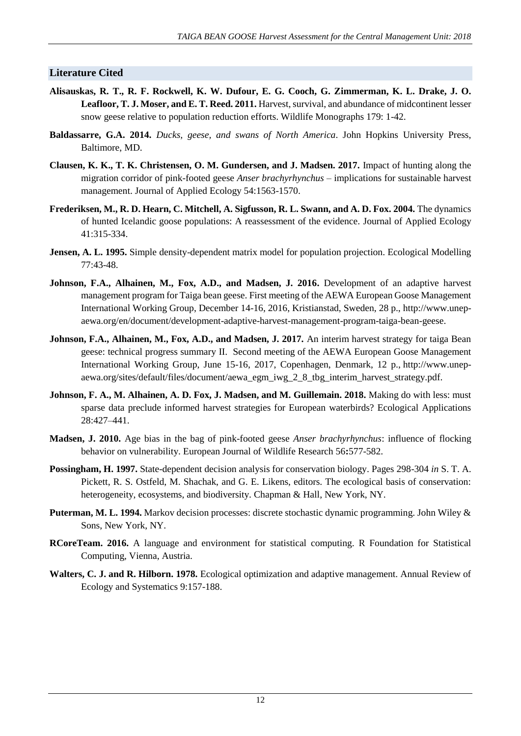## Literature Cited

**Alisauskas, R. T., R. F. Rockwell, K. W. Dufour, E. G. Cooch, G. Zimmerman, K. L. Drake, J. O. Leafloor, T. J. Moser, and E. T. Reed. 2011.** Harvest, survival, and abundance of midcontinent lesser snow geese relative to population reduction efforts. Wildlife Monographs 179: 1-42.

**Baldassarre, G.A. 2014.** *Ducks, geese, and swans of North America*. John Hopkins University Press, Baltimore, MD.

**Clausen, K. K., T. K. Christensen, O. M. Gundersen, and J. Madsen. 2017.** Impact of hunting along the migration corridor of pink-footed geese *Anser brachyrhynchus* – implications for sustainable harvest management. Journal of Applied Ecology 54:1563-1570.

**Frederiksen, M., R. D. Hearn, C. Mitchell, A. Sigfusson, R. L. Swann, and A. D. Fox. 2004.** The dynamics of hunted Icelandic goose populations: A reassessment of the evidence. Journal of Applied Ecology 41:315-334.

**Jensen, A. L. 1995.** Simple density-dependent matrix model for population projection. Ecological Modelling 77:43-48.

**Johnson, F.A., Alhainen, M., Fox, A.D., and Madsen, J. 2016.** Development of an adaptive harvest management program for Taiga bean geese. First meeting of the AEWA European Goose Management International Working Group, December 14-16, 2016, Kristianstad, Sweden, 28 p., http://www.unep-aewa.org/en/document/development-adaptive-harvest-management-program-taiga-bean-geese.

**Johnson, F.A., Alhainen, M., Fox, A.D., and Madsen, J. 2017.** An interim harvest strategy for taiga Bean geese: technical progress summary II. Second meeting of the AEWA European Goose Management International Working Group, June 15-16, 2017, Copenhagen, Denmark, 12 p., http://www.unep-aewa.org/sites/default/files/document/aewa_egm_iwg_2_8_tbg_interim_harvest_strategy.pdf.

**Johnson, F. A., M. Alhainen, A. D. Fox, J. Madsen, and M. Guillemain. 2018.** Making do with less: must sparse data preclude informed harvest strategies for European waterbirds? Ecological Applications 28:427–441.

**Madsen, J. 2010.** Age bias in the bag of pink-footed geese *Anser brachyrhynchus*: influence of flocking behavior on vulnerability. European Journal of Wildlife Research 56**:**577-582.

**Possingham, H. 1997.** State-dependent decision analysis for conservation biology. Pages 298-304 *in* S. T. A. Pickett, R. S. Ostfeld, M. Shachak, and G. E. Likens, editors. The ecological basis of conservation: heterogeneity, ecosystems, and biodiversity. Chapman & Hall, New York, NY.

**Puterman, M. L. 1994.** Markov decision processes: discrete stochastic dynamic programming. John Wiley & Sons, New York, NY.

**RCoreTeam. 2016.** A language and environment for statistical computing. R Foundation for Statistical Computing, Vienna, Austria.

**Walters, C. J. and R. Hilborn. 1978.** Ecological optimization and adaptive management. Annual Review of Ecology and Systematics 9:157-188.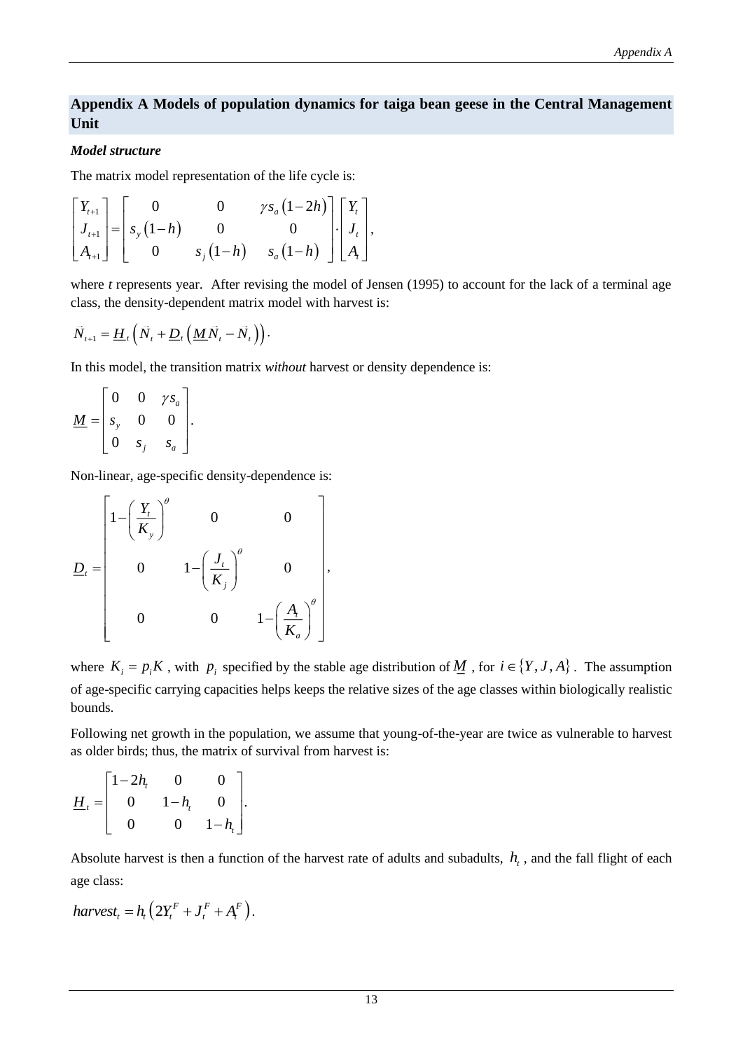## Appendix A Models of population dynamics for taiga bean geese in the Central Management Unit

***Model structure***

The matrix model representation of the life cycle is:

$$\begin{bmatrix} Y_{t+1} \\ J_{t+1} \\ A_{t+1} \end{bmatrix} = \begin{bmatrix} 0 & 0 & \gamma s_a (1-2h) \\ s_y (1-h) & 0 & 0 \\ 0 & s_j (1-h) & s_a (1-h) \end{bmatrix} \cdot \begin{bmatrix} Y_t \\ J_t \\ A_t \end{bmatrix},$$

where *t* represents year. After revising the model of Jensen (1995) to account for the lack of a terminal age class, the density-dependent matrix model with harvest is:

$$\vec{N}_{t+1} = \underline{H}_t \left( \vec{N}_t + \underline{D}_t \left( \underline{M} \vec{N}_t - \vec{N}_t \right) \right).$$

In this model, the transition matrix *without* harvest or density dependence is:

$$\underline{M} = \begin{bmatrix} 0 & 0 & \gamma s_a \\ s_y & 0 & 0 \\ 0 & s_j & s_a \end{bmatrix}.$$

Non-linear, age-specific density-dependence is:

$$\underline{D}_t = \begin{bmatrix} 1 - \left( \dfrac{Y_t}{K_y} \right)^{\theta} & 0 & 0 \\ 0 & 1 - \left( \dfrac{J_t}{K_j} \right)^{\theta} & 0 \\ 0 & 0 & 1 - \left( \dfrac{A_t}{K_a} \right)^{\theta} \end{bmatrix},$$

where $K_i = p_i K$, with $p_i$ specified by the stable age distribution of $\underline{M}$, for $i \in \{Y, J, A\}$. The assumption of age-specific carrying capacities helps keeps the relative sizes of the age classes within biologically realistic bounds.

Following net growth in the population, we assume that young-of-the-year are twice as vulnerable to harvest as older birds; thus, the matrix of survival from harvest is:

$$\underline{H}_t = \begin{bmatrix} 1-2h_t & 0 & 0 \\ 0 & 1-h_t & 0 \\ 0 & 0 & 1-h_t \end{bmatrix}.$$

Absolute harvest is then a function of the harvest rate of adults and subadults, $h_t$, and the fall flight of each age class:

$$harvest_t = h_t \left( 2Y_t^F + J_t^F + A_t^F \right).$$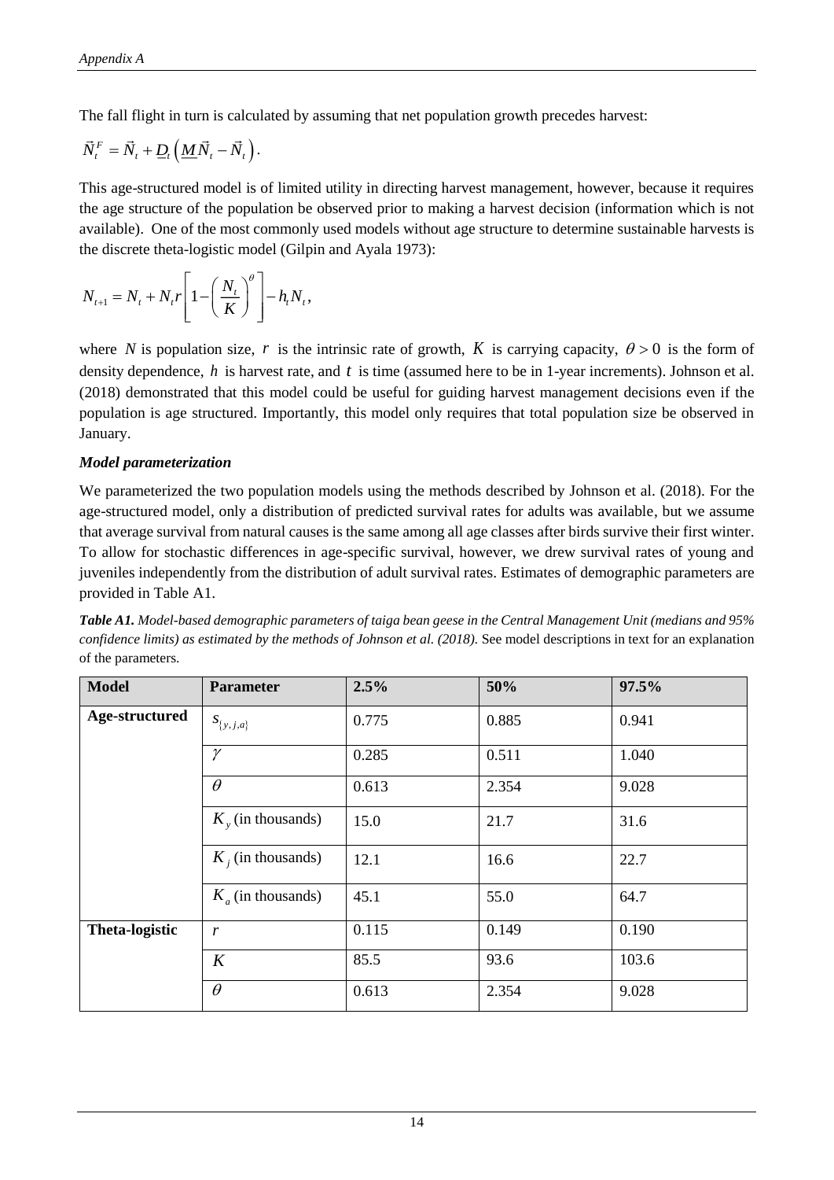The fall flight in turn is calculated by assuming that net population growth precedes harvest:

$$\vec{N}_t^F = \vec{N}_t + \underline{D}_t \left( \underline{M}\vec{N}_t - \vec{N}_t \right).$$

This age-structured model is of limited utility in directing harvest management, however, because it requires the age structure of the population be observed prior to making a harvest decision (information which is not available). One of the most commonly used models without age structure to determine sustainable harvests is the discrete theta-logistic model (Gilpin and Ayala 1973):

$$N_{t+1} = N_t + N_t r \left[ 1 - \left( \frac{N_t}{K} \right)^{\theta} \right] - h_t N_t,$$

where $N$ is population size, $r$ is the intrinsic rate of growth, $K$ is carrying capacity, $\theta > 0$ is the form of density dependence, $h$ is harvest rate, and $t$ is time (assumed here to be in 1-year increments). Johnson et al. (2018) demonstrated that this model could be useful for guiding harvest management decisions even if the population is age structured. Importantly, this model only requires that total population size be observed in January.

***Model parameterization***

We parameterized the two population models using the methods described by Johnson et al. (2018). For the age-structured model, only a distribution of predicted survival rates for adults was available, but we assume that average survival from natural causes is the same among all age classes after birds survive their first winter. To allow for stochastic differences in age-specific survival, however, we drew survival rates of young and juveniles independently from the distribution of adult survival rates. Estimates of demographic parameters are provided in Table A1.

***Table A1.*** *Model-based demographic parameters of taiga bean geese in the Central Management Unit (medians and 95% confidence limits) as estimated by the methods of Johnson et al. (2018).* See model descriptions in text for an explanation of the parameters.

| **Model** | **Parameter** | **2.5%** | **50%** | **97.5%** |
|---|---|---|---|---|
| **Age-structured** | $s_{\{y,j,a\}}$ | 0.775 | 0.885 | 0.941 |
| | $\gamma$ | 0.285 | 0.511 | 1.040 |
| | $\theta$ | 0.613 | 2.354 | 9.028 |
| | $K_y$ (in thousands) | 15.0 | 21.7 | 31.6 |
| | $K_j$ (in thousands) | 12.1 | 16.6 | 22.7 |
| | $K_a$ (in thousands) | 45.1 | 55.0 | 64.7 |
| **Theta-logistic** | $r$ | 0.115 | 0.149 | 0.190 |
| | $K$ | 85.5 | 93.6 | 103.6 |
| | $\theta$ | 0.613 | 2.354 | 9.028 |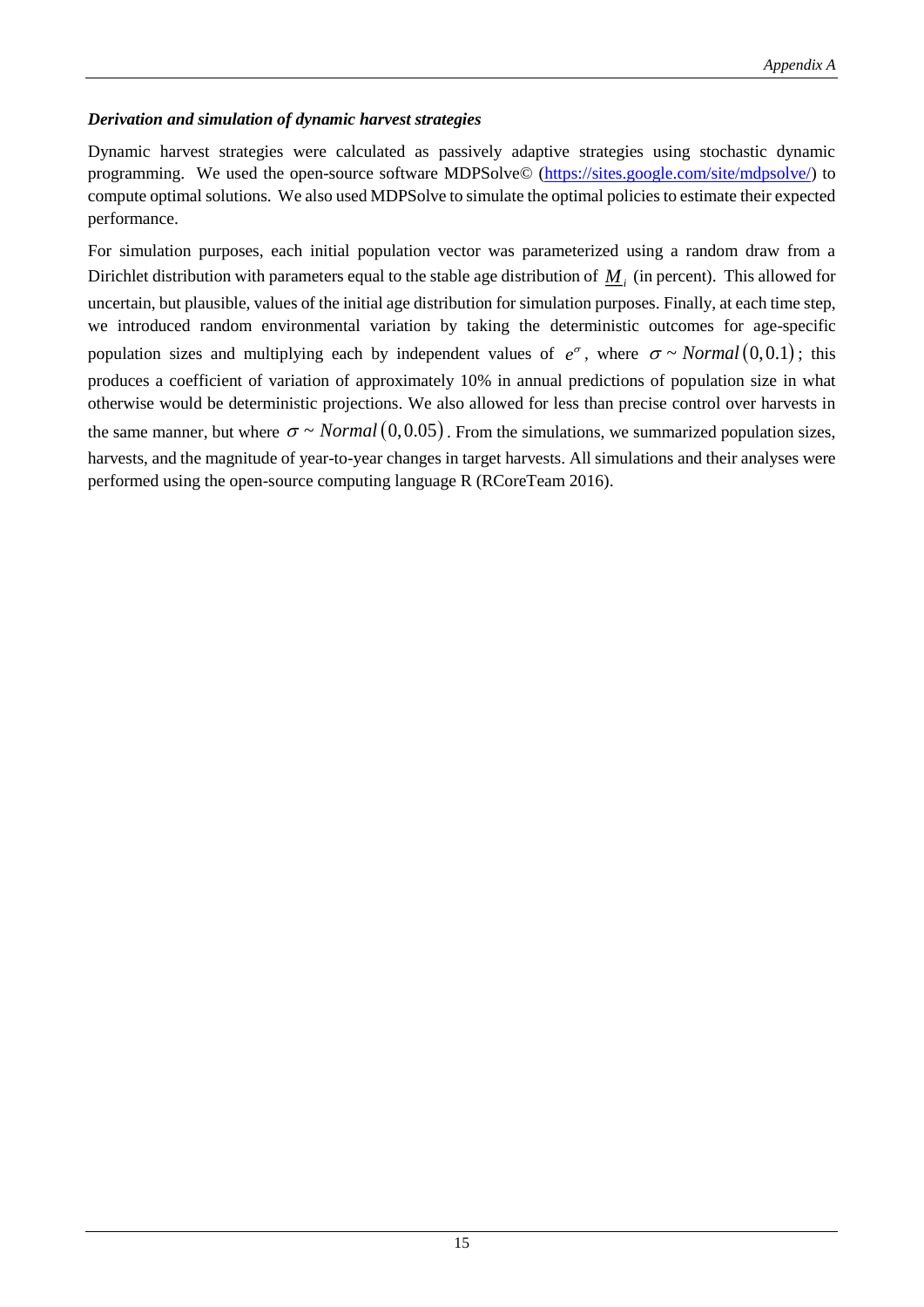***Derivation and simulation of dynamic harvest strategies***

Dynamic harvest strategies were calculated as passively adaptive strategies using stochastic dynamic programming. We used the open-source software MDPSolve© (https://sites.google.com/site/mdpsolve/) to compute optimal solutions. We also used MDPSolve to simulate the optimal policies to estimate their expected performance.

For simulation purposes, each initial population vector was parameterized using a random draw from a Dirichlet distribution with parameters equal to the stable age distribution of $\underline{M}_i$ (in percent). This allowed for uncertain, but plausible, values of the initial age distribution for simulation purposes. Finally, at each time step, we introduced random environmental variation by taking the deterministic outcomes for age-specific population sizes and multiplying each by independent values of $e^{\sigma}$, where $\sigma \sim Normal(0, 0.1)$; this produces a coefficient of variation of approximately 10% in annual predictions of population size in what otherwise would be deterministic projections. We also allowed for less than precise control over harvests in the same manner, but where $\sigma \sim Normal(0, 0.05)$. From the simulations, we summarized population sizes, harvests, and the magnitude of year-to-year changes in target harvests. All simulations and their analyses were performed using the open-source computing language R (RCoreTeam 2016).